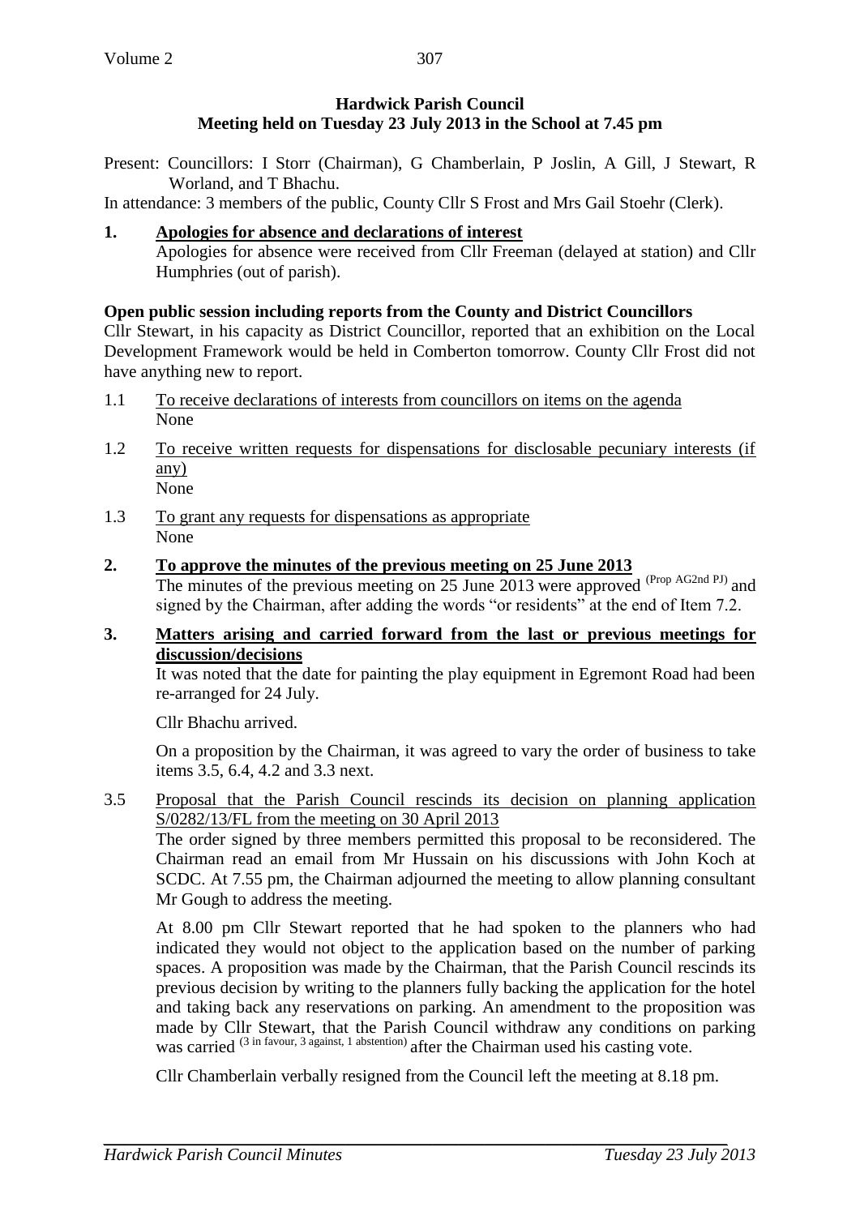**Hardwick Parish Council**
**Meeting held on Tuesday 23 July 2013 in the School at 7.45 pm**

Present: Councillors: I Storr (Chairman), G Chamberlain, P Joslin, A Gill, J Stewart, R Worland, and T Bhachu.

In attendance: 3 members of the public, County Cllr S Frost and Mrs Gail Stoehr (Clerk).

**1. Apologies for absence and declarations of interest**

Apologies for absence were received from Cllr Freeman (delayed at station) and Cllr Humphries (out of parish).

**Open public session including reports from the County and District Councillors**

Cllr Stewart, in his capacity as District Councillor, reported that an exhibition on the Local Development Framework would be held in Comberton tomorrow. County Cllr Frost did not have anything new to report.

1.1 To receive declarations of interests from councillors on items on the agenda
None

1.2 To receive written requests for dispensations for disclosable pecuniary interests (if any)
None

1.3 To grant any requests for dispensations as appropriate
None

**2. To approve the minutes of the previous meeting on 25 June 2013**

The minutes of the previous meeting on 25 June 2013 were approved (Prop AG2nd PJ) and signed by the Chairman, after adding the words "or residents" at the end of Item 7.2.

**3. Matters arising and carried forward from the last or previous meetings for discussion/decisions**

It was noted that the date for painting the play equipment in Egremont Road had been re-arranged for 24 July.

Cllr Bhachu arrived.

On a proposition by the Chairman, it was agreed to vary the order of business to take items 3.5, 6.4, 4.2 and 3.3 next.

3.5 Proposal that the Parish Council rescinds its decision on planning application S/0282/13/FL from the meeting on 30 April 2013

The order signed by three members permitted this proposal to be reconsidered. The Chairman read an email from Mr Hussain on his discussions with John Koch at SCDC. At 7.55 pm, the Chairman adjourned the meeting to allow planning consultant Mr Gough to address the meeting.

At 8.00 pm Cllr Stewart reported that he had spoken to the planners who had indicated they would not object to the application based on the number of parking spaces. A proposition was made by the Chairman, that the Parish Council rescinds its previous decision by writing to the planners fully backing the application for the hotel and taking back any reservations on parking. An amendment to the proposition was made by Cllr Stewart, that the Parish Council withdraw any conditions on parking was carried (3 in favour, 3 against, 1 abstention) after the Chairman used his casting vote.

Cllr Chamberlain verbally resigned from the Council left the meeting at 8.18 pm.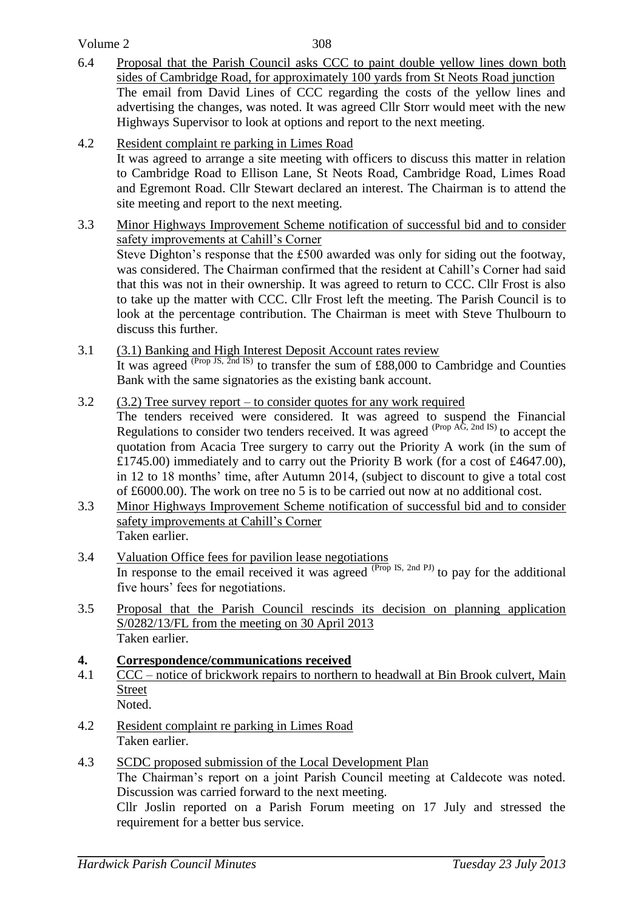6.4 Proposal that the Parish Council asks CCC to paint double yellow lines down both sides of Cambridge Road, for approximately 100 yards from St Neots Road junction

The email from David Lines of CCC regarding the costs of the yellow lines and advertising the changes, was noted. It was agreed Cllr Storr would meet with the new Highways Supervisor to look at options and report to the next meeting.

4.2 Resident complaint re parking in Limes Road

It was agreed to arrange a site meeting with officers to discuss this matter in relation to Cambridge Road to Ellison Lane, St Neots Road, Cambridge Road, Limes Road and Egremont Road. Cllr Stewart declared an interest. The Chairman is to attend the site meeting and report to the next meeting.

3.3 Minor Highways Improvement Scheme notification of successful bid and to consider safety improvements at Cahill's Corner

Steve Dighton's response that the £500 awarded was only for siding out the footway, was considered. The Chairman confirmed that the resident at Cahill's Corner had said that this was not in their ownership. It was agreed to return to CCC. Cllr Frost is also to take up the matter with CCC. Cllr Frost left the meeting. The Parish Council is to look at the percentage contribution. The Chairman is meet with Steve Thulbourn to discuss this further.

3.1 (3.1) Banking and High Interest Deposit Account rates review

It was agreed (Prop JS, 2nd IS) to transfer the sum of £88,000 to Cambridge and Counties Bank with the same signatories as the existing bank account.

3.2 (3.2) Tree survey report – to consider quotes for any work required

The tenders received were considered. It was agreed to suspend the Financial Regulations to consider two tenders received. It was agreed (Prop AG, 2nd IS) to accept the quotation from Acacia Tree surgery to carry out the Priority A work (in the sum of £1745.00) immediately and to carry out the Priority B work (for a cost of £4647.00), in 12 to 18 months' time, after Autumn 2014, (subject to discount to give a total cost of £6000.00). The work on tree no 5 is to be carried out now at no additional cost.

3.3 Minor Highways Improvement Scheme notification of successful bid and to consider safety improvements at Cahill's Corner

Taken earlier.

3.4 Valuation Office fees for pavilion lease negotiations

In response to the email received it was agreed (Prop IS, 2nd PJ) to pay for the additional five hours' fees for negotiations.

3.5 Proposal that the Parish Council rescinds its decision on planning application S/0282/13/FL from the meeting on 30 April 2013

Taken earlier.

## 4. Correspondence/communications received

4.1 CCC – notice of brickwork repairs to northern to headwall at Bin Brook culvert, Main Street

Noted.

4.2 Resident complaint re parking in Limes Road

Taken earlier.

4.3 SCDC proposed submission of the Local Development Plan

The Chairman's report on a joint Parish Council meeting at Caldecote was noted. Discussion was carried forward to the next meeting.

Cllr Joslin reported on a Parish Forum meeting on 17 July and stressed the requirement for a better bus service.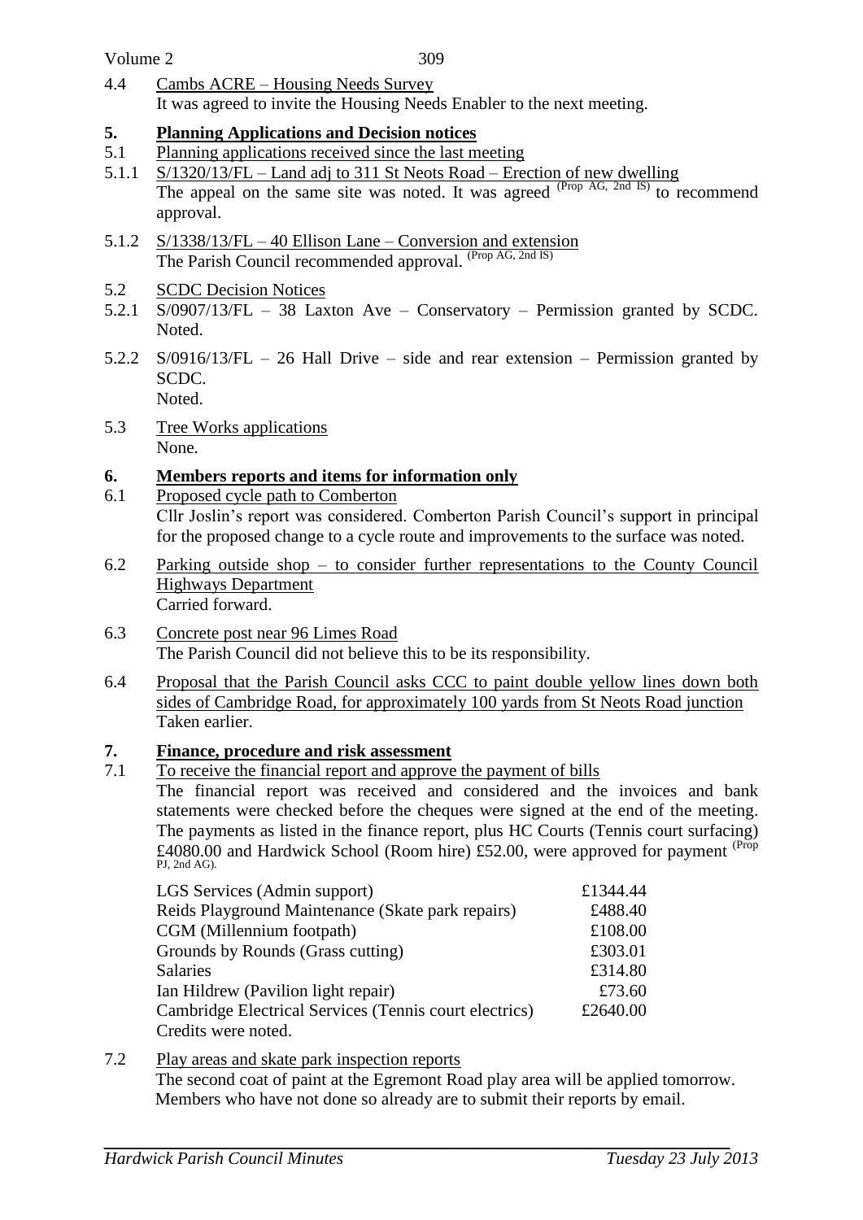4.4 Cambs ACRE – Housing Needs Survey

It was agreed to invite the Housing Needs Enabler to the next meeting.

## 5. Planning Applications and Decision notices

5.1 Planning applications received since the last meeting

5.1.1 S/1320/13/FL – Land adj to 311 St Neots Road – Erection of new dwelling

The appeal on the same site was noted. It was agreed (Prop AG, 2nd IS) to recommend approval.

5.1.2 S/1338/13/FL – 40 Ellison Lane – Conversion and extension

The Parish Council recommended approval. (Prop AG, 2nd IS)

5.2 SCDC Decision Notices

5.2.1 S/0907/13/FL – 38 Laxton Ave – Conservatory – Permission granted by SCDC. Noted.

5.2.2 S/0916/13/FL – 26 Hall Drive – side and rear extension – Permission granted by SCDC.
Noted.

5.3 Tree Works applications

None.

## 6. Members reports and items for information only

6.1 Proposed cycle path to Comberton

Cllr Joslin's report was considered. Comberton Parish Council's support in principal for the proposed change to a cycle route and improvements to the surface was noted.

6.2 Parking outside shop – to consider further representations to the County Council Highways Department

Carried forward.

6.3 Concrete post near 96 Limes Road

The Parish Council did not believe this to be its responsibility.

6.4 Proposal that the Parish Council asks CCC to paint double yellow lines down both sides of Cambridge Road, for approximately 100 yards from St Neots Road junction

Taken earlier.

## 7. Finance, procedure and risk assessment

7.1 To receive the financial report and approve the payment of bills

The financial report was received and considered and the invoices and bank statements were checked before the cheques were signed at the end of the meeting. The payments as listed in the finance report, plus HC Courts (Tennis court surfacing) £4080.00 and Hardwick School (Room hire) £52.00, were approved for payment (Prop PJ, 2nd AG).

| | |
|---|---|
| LGS Services (Admin support) | £1344.44 |
| Reids Playground Maintenance (Skate park repairs) | £488.40 |
| CGM (Millennium footpath) | £108.00 |
| Grounds by Rounds (Grass cutting) | £303.01 |
| Salaries | £314.80 |
| Ian Hildrew (Pavilion light repair) | £73.60 |
| Cambridge Electrical Services (Tennis court electrics) | £2640.00 |

Credits were noted.

7.2 Play areas and skate park inspection reports

The second coat of paint at the Egremont Road play area will be applied tomorrow. Members who have not done so already are to submit their reports by email.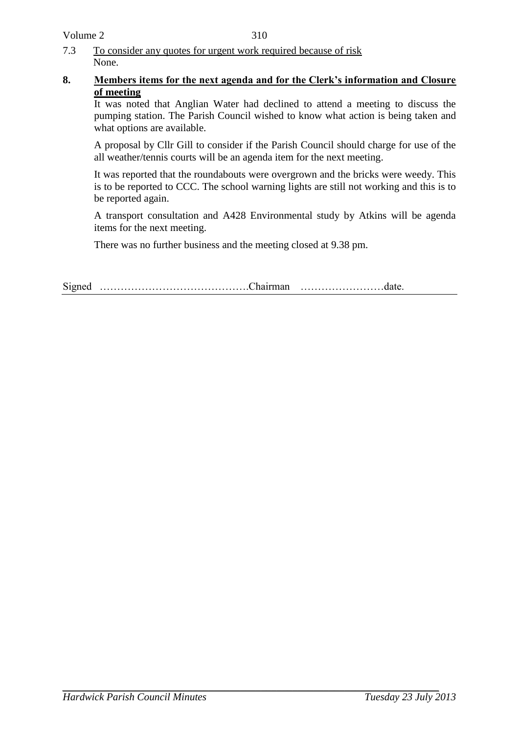7.3 To consider any quotes for urgent work required because of risk

None.

**8. Members items for the next agenda and for the Clerk's information and Closure of meeting**

It was noted that Anglian Water had declined to attend a meeting to discuss the pumping station. The Parish Council wished to know what action is being taken and what options are available.

A proposal by Cllr Gill to consider if the Parish Council should charge for use of the all weather/tennis courts will be an agenda item for the next meeting.

It was reported that the roundabouts were overgrown and the bricks were weedy. This is to be reported to CCC. The school warning lights are still not working and this is to be reported again.

A transport consultation and A428 Environmental study by Atkins will be agenda items for the next meeting.

There was no further business and the meeting closed at 9.38 pm.

Signed …………………………………….Chairman ……………………date.